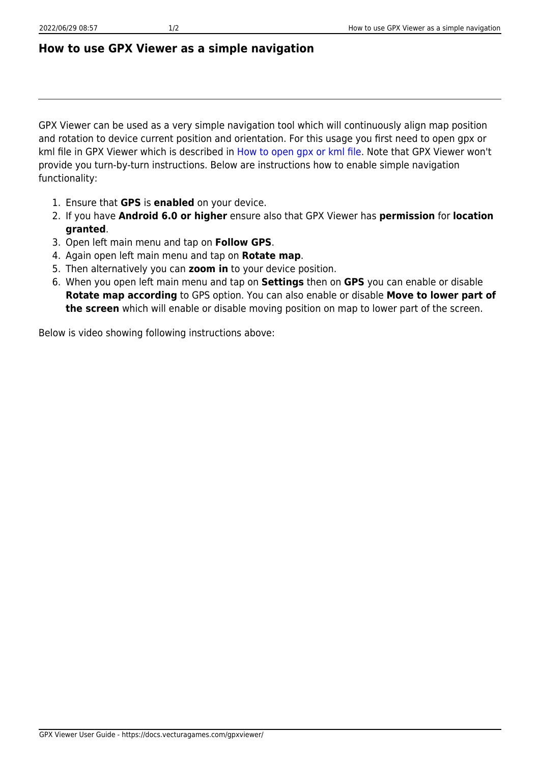# How to use GPX Viewer as a simple navigation

GPX Viewer can be used as a very simple navigation tool which will continuously align map position and rotation to device current position and orientation. For this usage you first need to open gpx or kml file in GPX Viewer which is described in How to open gpx or kml file. Note that GPX Viewer won't provide you turn-by-turn instructions. Below are instructions how to enable simple navigation functionality:

1. Ensure that **GPS** is **enabled** on your device.
2. If you have **Android 6.0 or higher** ensure also that GPX Viewer has **permission** for **location granted**.
3. Open left main menu and tap on **Follow GPS**.
4. Again open left main menu and tap on **Rotate map**.
5. Then alternatively you can **zoom in** to your device position.
6. When you open left main menu and tap on **Settings** then on **GPS** you can enable or disable **Rotate map according** to GPS option. You can also enable or disable **Move to lower part of the screen** which will enable or disable moving position on map to lower part of the screen.

Below is video showing following instructions above: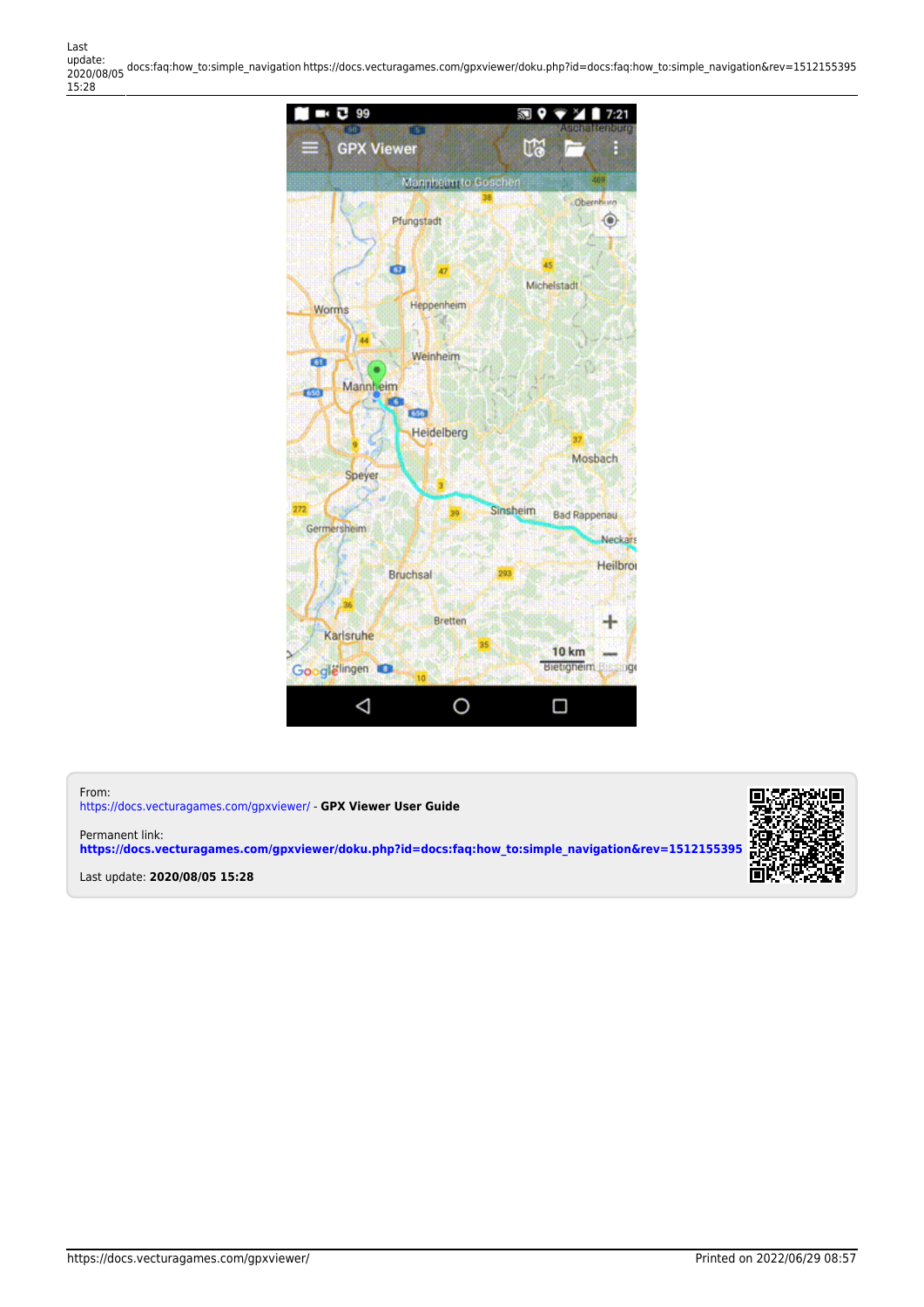From:
https://docs.vecturagames.com/gpxviewer/ - **GPX Viewer User Guide**

Permanent link:
**https://docs.vecturagames.com/gpxviewer/doku.php?id=docs:faq:how_to:simple_navigation&rev=1512155395**

Last update: **2020/08/05 15:28**